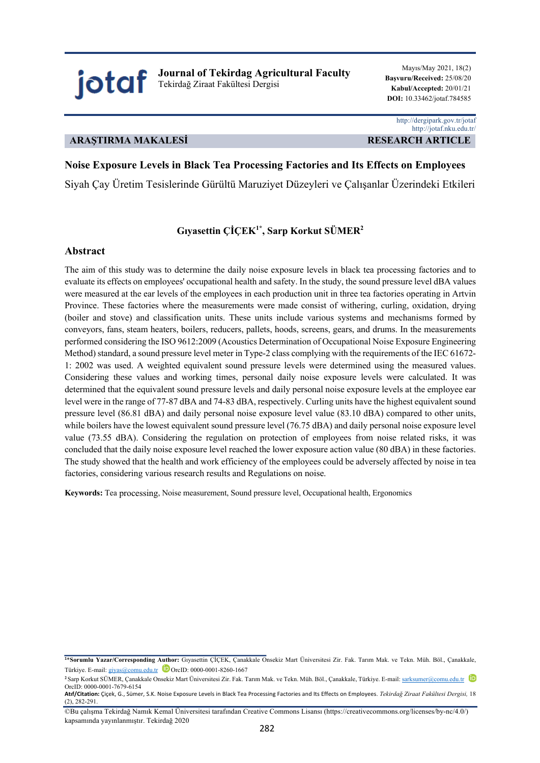**jotaf** Journal of Tekirdag Agricultural Faculty
Tekirdağ Ziraat Fakültesi Dergisi

Mayıs/May 2021, 18(2)
**Başvuru/Received:** 25/08/20
**Kabul/Accepted:** 20/01/21
**DOI:** 10.33462/jotaf.784585

http://dergipark.gov.tr/jotaf
http://jotaf.nku.edu.tr/

**ARAŞTIRMA MAKALESİ** **RESEARCH ARTICLE**

# Noise Exposure Levels in Black Tea Processing Factories and Its Effects on Employees

Siyah Çay Üretim Tesislerinde Gürültü Maruziyet Düzeyleri ve Çalışanlar Üzerindeki Etkileri

**Gıyasettin ÇİÇEK[1*], Sarp Korkut SÜMER[2]**

## Abstract

The aim of this study was to determine the daily noise exposure levels in black tea processing factories and to evaluate its effects on employees' occupational health and safety. In the study, the sound pressure level dBA values were measured at the ear levels of the employees in each production unit in three tea factories operating in Artvin Province. These factories where the measurements were made consist of withering, curling, oxidation, drying (boiler and stove) and classification units. These units include various systems and mechanisms formed by conveyors, fans, steam heaters, boilers, reducers, pallets, hoods, screens, gears, and drums. In the measurements performed considering the ISO 9612:2009 (Acoustics Determination of Occupational Noise Exposure Engineering Method) standard, a sound pressure level meter in Type-2 class complying with the requirements of the IEC 61672-1: 2002 was used. A weighted equivalent sound pressure levels were determined using the measured values. Considering these values and working times, personal daily noise exposure levels were calculated. It was determined that the equivalent sound pressure levels and daily personal noise exposure levels at the employee ear level were in the range of 77-87 dBA and 74-83 dBA, respectively. Curling units have the highest equivalent sound pressure level (86.81 dBA) and daily personal noise exposure level value (83.10 dBA) compared to other units, while boilers have the lowest equivalent sound pressure level (76.75 dBA) and daily personal noise exposure level value (73.55 dBA). Considering the regulation on protection of employees from noise related risks, it was concluded that the daily noise exposure level reached the lower exposure action value (80 dBA) in these factories. The study showed that the health and work efficiency of the employees could be adversely affected by noise in tea factories, considering various research results and Regulations on noise.

**Keywords:** Tea processing, Noise measurement, Sound pressure level, Occupational health, Ergonomics

---

[1*]**Sorumlu Yazar/Corresponding Author:** Gıyasettin ÇİÇEK, Çanakkale Onsekiz Mart Üniversitesi Zir. Fak. Tarım Mak. ve Tekn. Müh. Böl., Çanakkale, Türkiye. E-mail: giyas@comu.edu.tr OrcID: 0000-0001-8260-1667

[2] Sarp Korkut SÜMER, Çanakkale Onsekiz Mart Üniversitesi Zir. Fak. Tarım Mak. ve Tekn. Müh. Böl., Çanakkale, Türkiye. E-mail: sarksumer@comu.edu.tr OrcID: 0000-0001-7679-6154

**Atıf/Citation:** Çiçek, G., Sümer, S.K. Noise Exposure Levels in Black Tea Processing Factories and Its Effects on Employees. *Tekirdağ Ziraat Fakültesi Dergisi,* 18 (2), 282-291.

©Bu çalışma Tekirdağ Namık Kemal Üniversitesi tarafından Creative Commons Lisansı (https://creativecommons.org/licenses/by-nc/4.0/) kapsamında yayınlanmıştır. Tekirdağ 2020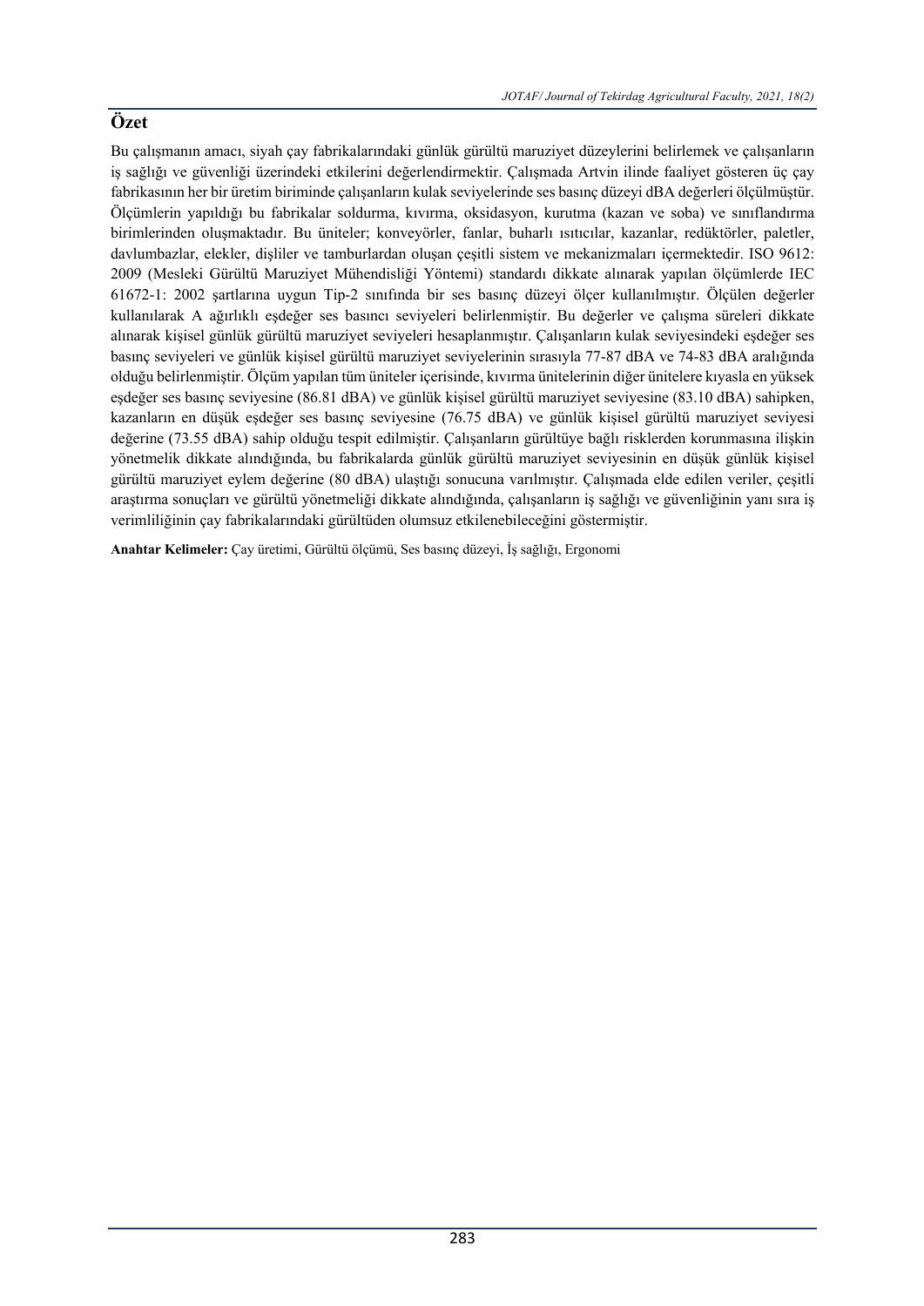## Özet

Bu çalışmanın amacı, siyah çay fabrikalarındaki günlük gürültü maruziyet düzeylerini belirlemek ve çalışanların iş sağlığı ve güvenliği üzerindeki etkilerini değerlendirmektir. Çalışmada Artvin ilinde faaliyet gösteren üç çay fabrikasının her bir üretim biriminde çalışanların kulak seviyelerinde ses basınç düzeyi dBA değerleri ölçülmüştür. Ölçümlerin yapıldığı bu fabrikalar soldurma, kıvırma, oksidasyon, kurutma (kazan ve soba) ve sınıflandırma birimlerinden oluşmaktadır. Bu üniteler; konveyörler, fanlar, buharlı ısıtıcılar, kazanlar, redüktörler, paletler, davlumbazlar, elekler, dişliler ve tamburlardan oluşan çeşitli sistem ve mekanizmaları içermektedir. ISO 9612: 2009 (Mesleki Gürültü Maruziyet Mühendisliği Yöntemi) standardı dikkate alınarak yapılan ölçümlerde IEC 61672-1: 2002 şartlarına uygun Tip-2 sınıfında bir ses basınç düzeyi ölçer kullanılmıştır. Ölçülen değerler kullanılarak A ağırlıklı eşdeğer ses basıncı seviyeleri belirlenmiştir. Bu değerler ve çalışma süreleri dikkate alınarak kişisel günlük gürültü maruziyet seviyeleri hesaplanmıştır. Çalışanların kulak seviyesindeki eşdeğer ses basınç seviyeleri ve günlük kişisel gürültü maruziyet seviyelerinin sırasıyla 77-87 dBA ve 74-83 dBA aralığında olduğu belirlenmiştir. Ölçüm yapılan tüm üniteler içerisinde, kıvırma ünitelerinin diğer ünitelere kıyasla en yüksek eşdeğer ses basınç seviyesine (86.81 dBA) ve günlük kişisel gürültü maruziyet seviyesine (83.10 dBA) sahipken, kazanların en düşük eşdeğer ses basınç seviyesine (76.75 dBA) ve günlük kişisel gürültü maruziyet seviyesi değerine (73.55 dBA) sahip olduğu tespit edilmiştir. Çalışanların gürültüye bağlı risklerden korunmasına ilişkin yönetmelik dikkate alındığında, bu fabrikalarda günlük gürültü maruziyet seviyesinin en düşük günlük kişisel gürültü maruziyet eylem değerine (80 dBA) ulaştığı sonucuna varılmıştır. Çalışmada elde edilen veriler, çeşitli araştırma sonuçları ve gürültü yönetmeliği dikkate alındığında, çalışanların iş sağlığı ve güvenliğinin yanı sıra iş verimliliğinin çay fabrikalarındaki gürültüden olumsuz etkilenebileceğini göstermiştir.

**Anahtar Kelimeler:** Çay üretimi, Gürültü ölçümü, Ses basınç düzeyi, İş sağlığı, Ergonomi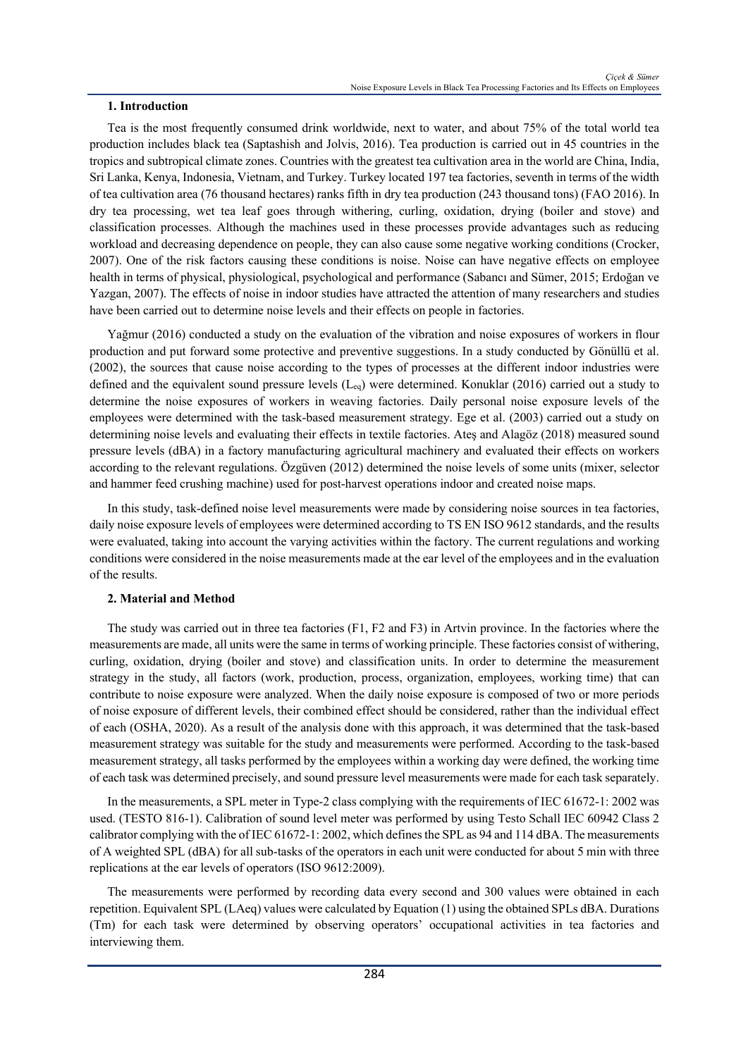### 1. Introduction

Tea is the most frequently consumed drink worldwide, next to water, and about 75% of the total world tea production includes black tea (Saptashish and Jolvis, 2016). Tea production is carried out in 45 countries in the tropics and subtropical climate zones. Countries with the greatest tea cultivation area in the world are China, India, Sri Lanka, Kenya, Indonesia, Vietnam, and Turkey. Turkey located 197 tea factories, seventh in terms of the width of tea cultivation area (76 thousand hectares) ranks fifth in dry tea production (243 thousand tons) (FAO 2016). In dry tea processing, wet tea leaf goes through withering, curling, oxidation, drying (boiler and stove) and classification processes. Although the machines used in these processes provide advantages such as reducing workload and decreasing dependence on people, they can also cause some negative working conditions (Crocker, 2007). One of the risk factors causing these conditions is noise. Noise can have negative effects on employee health in terms of physical, physiological, psychological and performance (Sabancı and Sümer, 2015; Erdoğan ve Yazgan, 2007). The effects of noise in indoor studies have attracted the attention of many researchers and studies have been carried out to determine noise levels and their effects on people in factories.

Yağmur (2016) conducted a study on the evaluation of the vibration and noise exposures of workers in flour production and put forward some protective and preventive suggestions. In a study conducted by Gönüllü et al. (2002), the sources that cause noise according to the types of processes at the different indoor industries were defined and the equivalent sound pressure levels ($L_{eq}$) were determined. Konuklar (2016) carried out a study to determine the noise exposures of workers in weaving factories. Daily personal noise exposure levels of the employees were determined with the task-based measurement strategy. Ege et al. (2003) carried out a study on determining noise levels and evaluating their effects in textile factories. Ateş and Alagöz (2018) measured sound pressure levels (dBA) in a factory manufacturing agricultural machinery and evaluated their effects on workers according to the relevant regulations. Özgüven (2012) determined the noise levels of some units (mixer, selector and hammer feed crushing machine) used for post-harvest operations indoor and created noise maps.

In this study, task-defined noise level measurements were made by considering noise sources in tea factories, daily noise exposure levels of employees were determined according to TS EN ISO 9612 standards, and the results were evaluated, taking into account the varying activities within the factory. The current regulations and working conditions were considered in the noise measurements made at the ear level of the employees and in the evaluation of the results.

### 2. Material and Method

The study was carried out in three tea factories (F1, F2 and F3) in Artvin province. In the factories where the measurements are made, all units were the same in terms of working principle. These factories consist of withering, curling, oxidation, drying (boiler and stove) and classification units. In order to determine the measurement strategy in the study, all factors (work, production, process, organization, employees, working time) that can contribute to noise exposure were analyzed. When the daily noise exposure is composed of two or more periods of noise exposure of different levels, their combined effect should be considered, rather than the individual effect of each (OSHA, 2020). As a result of the analysis done with this approach, it was determined that the task-based measurement strategy was suitable for the study and measurements were performed. According to the task-based measurement strategy, all tasks performed by the employees within a working day were defined, the working time of each task was determined precisely, and sound pressure level measurements were made for each task separately.

In the measurements, a SPL meter in Type-2 class complying with the requirements of IEC 61672-1: 2002 was used. (TESTO 816-1). Calibration of sound level meter was performed by using Testo Schall IEC 60942 Class 2 calibrator complying with the of IEC 61672-1: 2002, which defines the SPL as 94 and 114 dBA. The measurements of A weighted SPL (dBA) for all sub-tasks of the operators in each unit were conducted for about 5 min with three replications at the ear levels of operators (ISO 9612:2009).

The measurements were performed by recording data every second and 300 values were obtained in each repetition. Equivalent SPL (LAeq) values were calculated by Equation (1) using the obtained SPLs dBA. Durations (Tm) for each task were determined by observing operators' occupational activities in tea factories and interviewing them.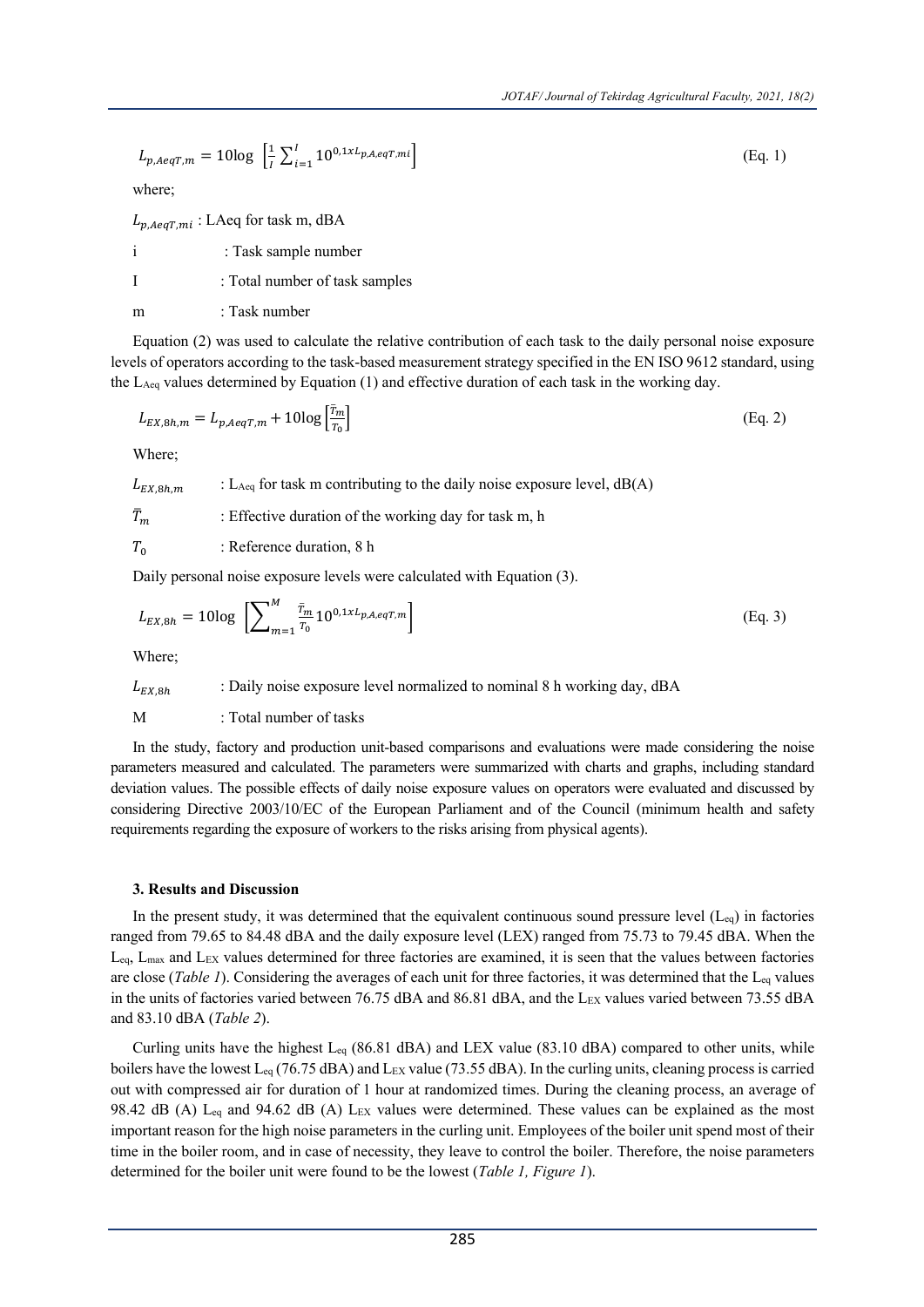$$L_{p,AeqT,m} = 10\log\left[\frac{1}{I}\sum_{i=1}^{I}10^{0,1xL_{p,A,eqT,mi}}\right] \quad \text{(Eq. 1)}$$

where;

$L_{p,AeqT,mi}$ : LAeq for task m, dBA

i : Task sample number

I : Total number of task samples

m : Task number

Equation (2) was used to calculate the relative contribution of each task to the daily personal noise exposure levels of operators according to the task-based measurement strategy specified in the EN ISO 9612 standard, using the $L_{Aeq}$ values determined by Equation (1) and effective duration of each task in the working day.

$$L_{EX,8h,m} = L_{p,AeqT,m} + 10\log\left[\frac{\bar{T}_m}{T_0}\right] \quad \text{(Eq. 2)}$$

Where;

$L_{EX,8h,m}$ : $L_{Aeq}$ for task m contributing to the daily noise exposure level, dB(A)

$\bar{T}_m$ : Effective duration of the working day for task m, h

$T_0$ : Reference duration, 8 h

Daily personal noise exposure levels were calculated with Equation (3).

$$L_{EX,8h} = 10\log\left[\sum_{m=1}^{M}\frac{\bar{T}_m}{T_0}10^{0,1xL_{p,A,eqT,m}}\right] \quad \text{(Eq. 3)}$$

Where;

$L_{EX,8h}$ : Daily noise exposure level normalized to nominal 8 h working day, dBA

M : Total number of tasks

In the study, factory and production unit-based comparisons and evaluations were made considering the noise parameters measured and calculated. The parameters were summarized with charts and graphs, including standard deviation values. The possible effects of daily noise exposure values on operators were evaluated and discussed by considering Directive 2003/10/EC of the European Parliament and of the Council (minimum health and safety requirements regarding the exposure of workers to the risks arising from physical agents).

### 3. Results and Discussion

In the present study, it was determined that the equivalent continuous sound pressure level ($L_{eq}$) in factories ranged from 79.65 to 84.48 dBA and the daily exposure level (LEX) ranged from 75.73 to 79.45 dBA. When the $L_{eq}$, $L_{max}$ and $L_{EX}$ values determined for three factories are examined, it is seen that the values between factories are close (*Table 1*). Considering the averages of each unit for three factories, it was determined that the $L_{eq}$ values in the units of factories varied between 76.75 dBA and 86.81 dBA, and the $L_{EX}$ values varied between 73.55 dBA and 83.10 dBA (*Table 2*).

Curling units have the highest $L_{eq}$ (86.81 dBA) and LEX value (83.10 dBA) compared to other units, while boilers have the lowest $L_{eq}$ (76.75 dBA) and $L_{EX}$ value (73.55 dBA). In the curling units, cleaning process is carried out with compressed air for duration of 1 hour at randomized times. During the cleaning process, an average of 98.42 dB (A) $L_{eq}$ and 94.62 dB (A) $L_{EX}$ values were determined. These values can be explained as the most important reason for the high noise parameters in the curling unit. Employees of the boiler unit spend most of their time in the boiler room, and in case of necessity, they leave to control the boiler. Therefore, the noise parameters determined for the boiler unit were found to be the lowest (*Table 1, Figure 1*).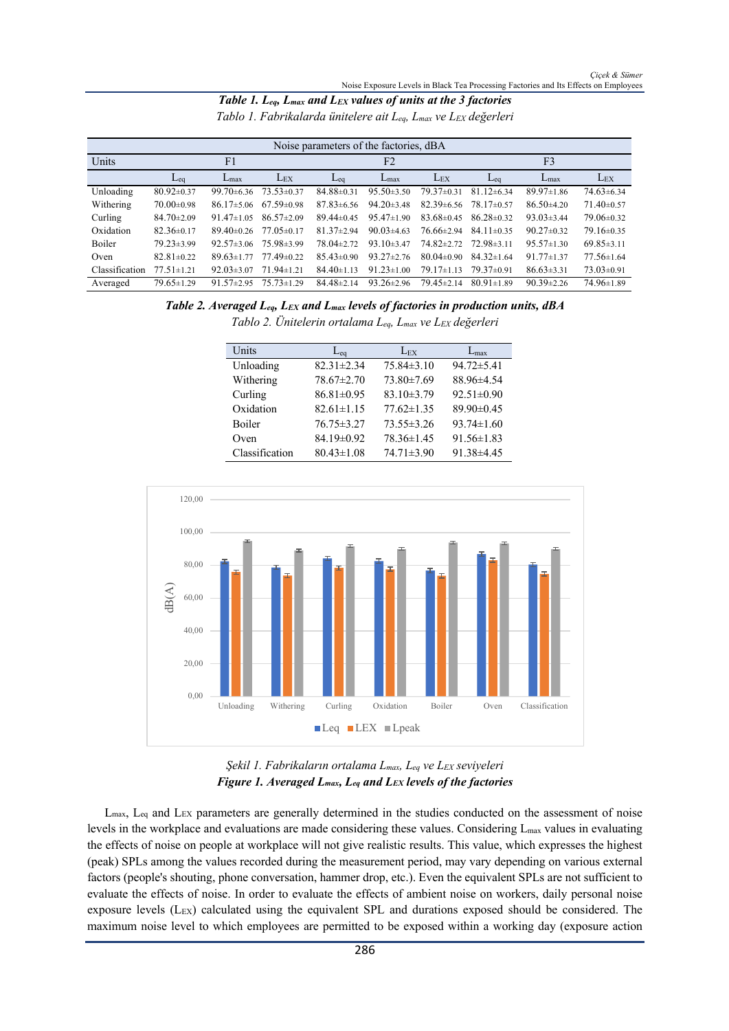***Table 1.*** ***$L_{eq}$, $L_{max}$ and $L_{EX}$ values of units at the 3 factories***

*Tablo 1. Fabrikalarda ünitelere ait $L_{eq}$, $L_{max}$ ve $L_{EX}$ değerleri*

| Noise parameters of the factories, dBA | | | | | | | | | |
|---|---|---|---|---|---|---|---|---|---|
| Units | F1 | | | F2 | | | F3 | | |
| | $L_{eq}$ | $L_{max}$ | $L_{EX}$ | $L_{eq}$ | $L_{max}$ | $L_{EX}$ | $L_{eq}$ | $L_{max}$ | $L_{EX}$ |
| Unloading | 80.92±0.37 | 99.70±6.36 | 73.53±0.37 | 84.88±0.31 | 95.50±3.50 | 79.37±0.31 | 81.12±6.34 | 89.97±1.86 | 74.63±6.34 |
| Withering | 70.00±0.98 | 86.17±5.06 | 67.59±0.98 | 87.83±6.56 | 94.20±3.48 | 82.39±6.56 | 78.17±0.57 | 86.50±4.20 | 71.40±0.57 |
| Curling | 84.70±2.09 | 91.47±1.05 | 86.57±2.09 | 89.44±0.45 | 95.47±1.90 | 83.68±0.45 | 86.28±0.32 | 93.03±3.44 | 79.06±0.32 |
| Oxidation | 82.36±0.17 | 89.40±0.26 | 77.05±0.17 | 81.37±2.94 | 90.03±4.63 | 76.66±2.94 | 84.11±0.35 | 90.27±0.32 | 79.16±0.35 |
| Boiler | 79.23±3.99 | 92.57±3.06 | 75.98±3.99 | 78.04±2.72 | 93.10±3.47 | 74.82±2.72 | 72.98±3.11 | 95.57±1.30 | 69.85±3.11 |
| Oven | 82.81±0.22 | 89.63±1.77 | 77.49±0.22 | 85.43±0.90 | 93.27±2.76 | 80.04±0.90 | 84.32±1.64 | 91.77±1.37 | 77.56±1.64 |
| Classification | 77.51±1.21 | 92.03±3.07 | 71.94±1.21 | 84.40±1.13 | 91.23±1.00 | 79.17±1.13 | 79.37±0.91 | 86.63±3.31 | 73.03±0.91 |
| Averaged | 79.65±1.29 | 91.57±2.95 | 75.73±1.29 | 84.48±2.14 | 93.26±2.96 | 79.45±2.14 | 80.91±1.89 | 90.39±2.26 | 74.96±1.89 |

***Table 2.*** ***Averaged $L_{eq}$, $L_{EX}$ and $L_{max}$ levels of factories in production units, dBA***

*Tablo 2. Ünitelerin ortalama $L_{eq}$, $L_{max}$ ve $L_{EX}$ değerleri*

| Units | $L_{eq}$ | $L_{EX}$ | $L_{max}$ |
|---|---|---|---|
| Unloading | 82.31±2.34 | 75.84±3.10 | 94.72±5.41 |
| Withering | 78.67±2.70 | 73.80±7.69 | 88.96±4.54 |
| Curling | 86.81±0.95 | 83.10±3.79 | 92.51±0.90 |
| Oxidation | 82.61±1.15 | 77.62±1.35 | 89.90±0.45 |
| Boiler | 76.75±3.27 | 73.55±3.26 | 93.74±1.60 |
| Oven | 84.19±0.92 | 78.36±1.45 | 91.56±1.83 |
| Classification | 80.43±1.08 | 74.71±3.90 | 91.38±4.45 |

*Şekil 1. Fabrikaların ortalama $L_{max}$, $L_{eq}$ ve $L_{EX}$ seviyeleri*

***Figure 1. Averaged $L_{max}$, $L_{eq}$ and $L_{EX}$ levels of the factories***

$L_{max}$, $L_{eq}$ and $L_{EX}$ parameters are generally determined in the studies conducted on the assessment of noise levels in the workplace and evaluations are made considering these values. Considering $L_{max}$ values in evaluating the effects of noise on people at workplace will not give realistic results. This value, which expresses the highest (peak) SPLs among the values recorded during the measurement period, may vary depending on various external factors (people's shouting, phone conversation, hammer drop, etc.). Even the equivalent SPLs are not sufficient to evaluate the effects of noise. In order to evaluate the effects of ambient noise on workers, daily personal noise exposure levels ($L_{EX}$) calculated using the equivalent SPL and durations exposed should be considered. The maximum noise level to which employees are permitted to be exposed within a working day (exposure action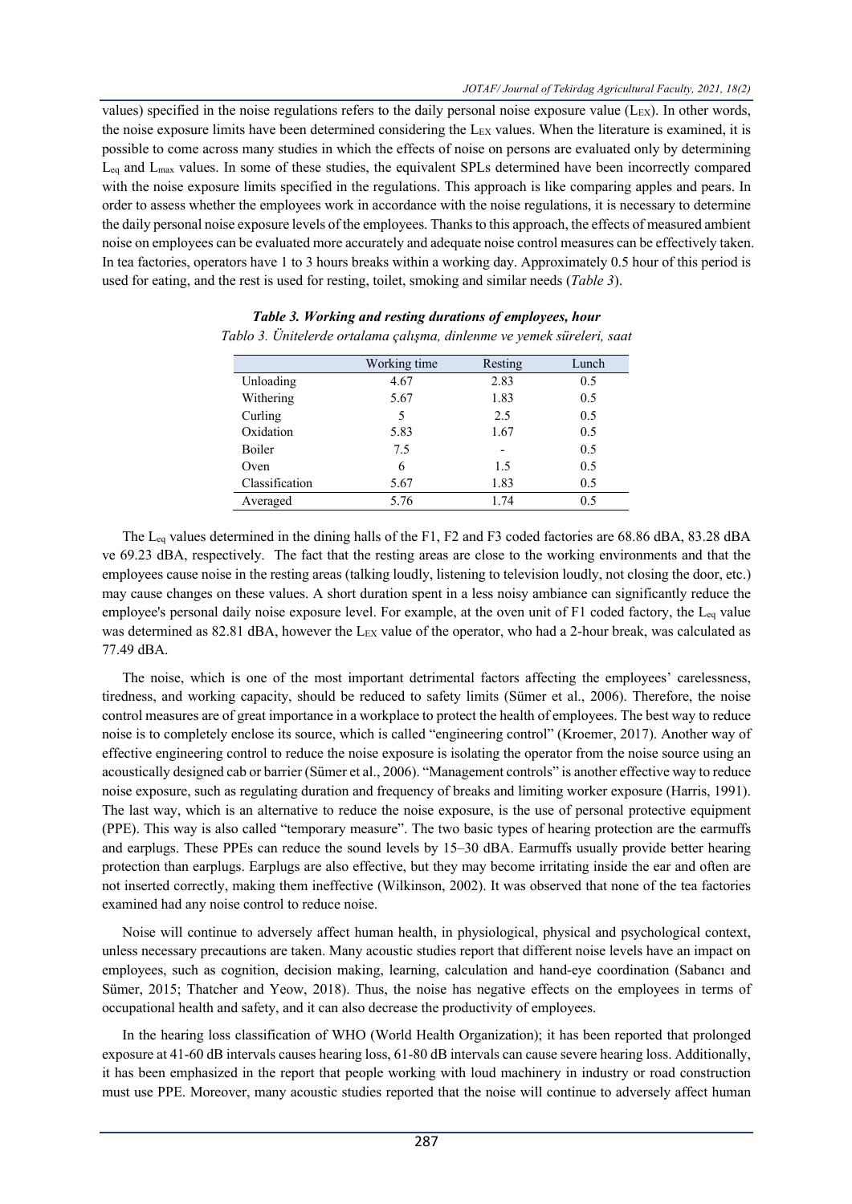values) specified in the noise regulations refers to the daily personal noise exposure value ($L_{EX}$). In other words, the noise exposure limits have been determined considering the $L_{EX}$ values. When the literature is examined, it is possible to come across many studies in which the effects of noise on persons are evaluated only by determining $L_{eq}$ and $L_{max}$ values. In some of these studies, the equivalent SPLs determined have been incorrectly compared with the noise exposure limits specified in the regulations. This approach is like comparing apples and pears. In order to assess whether the employees work in accordance with the noise regulations, it is necessary to determine the daily personal noise exposure levels of the employees. Thanks to this approach, the effects of measured ambient noise on employees can be evaluated more accurately and adequate noise control measures can be effectively taken. In tea factories, operators have 1 to 3 hours breaks within a working day. Approximately 0.5 hour of this period is used for eating, and the rest is used for resting, toilet, smoking and similar needs (*Table 3*).

***Table 3. Working and resting durations of employees, hour***

*Tablo 3. Ünitelerde ortalama çalışma, dinlenme ve yemek süreleri, saat*

| | Working time | Resting | Lunch |
|---|---|---|---|
| Unloading | 4.67 | 2.83 | 0.5 |
| Withering | 5.67 | 1.83 | 0.5 |
| Curling | 5 | 2.5 | 0.5 |
| Oxidation | 5.83 | 1.67 | 0.5 |
| Boiler | 7.5 | - | 0.5 |
| Oven | 6 | 1.5 | 0.5 |
| Classification | 5.67 | 1.83 | 0.5 |
| Averaged | 5.76 | 1.74 | 0.5 |

The $L_{eq}$ values determined in the dining halls of the F1, F2 and F3 coded factories are 68.86 dBA, 83.28 dBA ve 69.23 dBA, respectively. The fact that the resting areas are close to the working environments and that the employees cause noise in the resting areas (talking loudly, listening to television loudly, not closing the door, etc.) may cause changes on these values. A short duration spent in a less noisy ambiance can significantly reduce the employee's personal daily noise exposure level. For example, at the oven unit of F1 coded factory, the $L_{eq}$ value was determined as 82.81 dBA, however the $L_{EX}$ value of the operator, who had a 2-hour break, was calculated as 77.49 dBA.

The noise, which is one of the most important detrimental factors affecting the employees' carelessness, tiredness, and working capacity, should be reduced to safety limits (Sümer et al., 2006). Therefore, the noise control measures are of great importance in a workplace to protect the health of employees. The best way to reduce noise is to completely enclose its source, which is called "engineering control" (Kroemer, 2017). Another way of effective engineering control to reduce the noise exposure is isolating the operator from the noise source using an acoustically designed cab or barrier (Sümer et al., 2006). "Management controls" is another effective way to reduce noise exposure, such as regulating duration and frequency of breaks and limiting worker exposure (Harris, 1991). The last way, which is an alternative to reduce the noise exposure, is the use of personal protective equipment (PPE). This way is also called "temporary measure". The two basic types of hearing protection are the earmuffs and earplugs. These PPEs can reduce the sound levels by 15–30 dBA. Earmuffs usually provide better hearing protection than earplugs. Earplugs are also effective, but they may become irritating inside the ear and often are not inserted correctly, making them ineffective (Wilkinson, 2002). It was observed that none of the tea factories examined had any noise control to reduce noise.

Noise will continue to adversely affect human health, in physiological, physical and psychological context, unless necessary precautions are taken. Many acoustic studies report that different noise levels have an impact on employees, such as cognition, decision making, learning, calculation and hand-eye coordination (Sabancı and Sümer, 2015; Thatcher and Yeow, 2018). Thus, the noise has negative effects on the employees in terms of occupational health and safety, and it can also decrease the productivity of employees.

In the hearing loss classification of WHO (World Health Organization); it has been reported that prolonged exposure at 41-60 dB intervals causes hearing loss, 61-80 dB intervals can cause severe hearing loss. Additionally, it has been emphasized in the report that people working with loud machinery in industry or road construction must use PPE. Moreover, many acoustic studies reported that the noise will continue to adversely affect human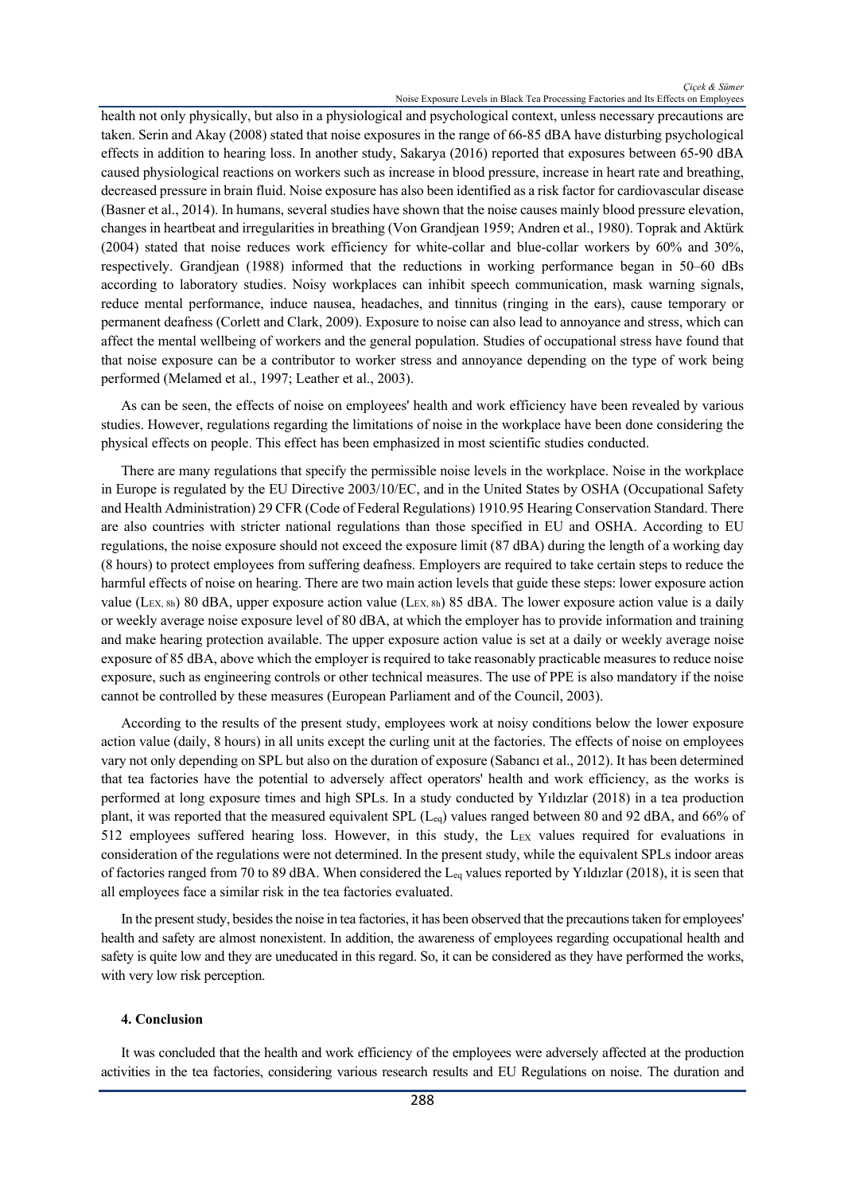health not only physically, but also in a physiological and psychological context, unless necessary precautions are taken. Serin and Akay (2008) stated that noise exposures in the range of 66-85 dBA have disturbing psychological effects in addition to hearing loss. In another study, Sakarya (2016) reported that exposures between 65-90 dBA caused physiological reactions on workers such as increase in blood pressure, increase in heart rate and breathing, decreased pressure in brain fluid. Noise exposure has also been identified as a risk factor for cardiovascular disease (Basner et al., 2014). In humans, several studies have shown that the noise causes mainly blood pressure elevation, changes in heartbeat and irregularities in breathing (Von Grandjean 1959; Andren et al., 1980). Toprak and Aktürk (2004) stated that noise reduces work efficiency for white-collar and blue-collar workers by 60% and 30%, respectively. Grandjean (1988) informed that the reductions in working performance began in 50–60 dBs according to laboratory studies. Noisy workplaces can inhibit speech communication, mask warning signals, reduce mental performance, induce nausea, headaches, and tinnitus (ringing in the ears), cause temporary or permanent deafness (Corlett and Clark, 2009). Exposure to noise can also lead to annoyance and stress, which can affect the mental wellbeing of workers and the general population. Studies of occupational stress have found that that noise exposure can be a contributor to worker stress and annoyance depending on the type of work being performed (Melamed et al., 1997; Leather et al., 2003).

As can be seen, the effects of noise on employees' health and work efficiency have been revealed by various studies. However, regulations regarding the limitations of noise in the workplace have been done considering the physical effects on people. This effect has been emphasized in most scientific studies conducted.

There are many regulations that specify the permissible noise levels in the workplace. Noise in the workplace in Europe is regulated by the EU Directive 2003/10/EC, and in the United States by OSHA (Occupational Safety and Health Administration) 29 CFR (Code of Federal Regulations) 1910.95 Hearing Conservation Standard. There are also countries with stricter national regulations than those specified in EU and OSHA. According to EU regulations, the noise exposure should not exceed the exposure limit (87 dBA) during the length of a working day (8 hours) to protect employees from suffering deafness. Employers are required to take certain steps to reduce the harmful effects of noise on hearing. There are two main action levels that guide these steps: lower exposure action value ($L_{EX,\ 8h}$) 80 dBA, upper exposure action value ($L_{EX,\ 8h}$) 85 dBA. The lower exposure action value is a daily or weekly average noise exposure level of 80 dBA, at which the employer has to provide information and training and make hearing protection available. The upper exposure action value is set at a daily or weekly average noise exposure of 85 dBA, above which the employer is required to take reasonably practicable measures to reduce noise exposure, such as engineering controls or other technical measures. The use of PPE is also mandatory if the noise cannot be controlled by these measures (European Parliament and of the Council, 2003).

According to the results of the present study, employees work at noisy conditions below the lower exposure action value (daily, 8 hours) in all units except the curling unit at the factories. The effects of noise on employees vary not only depending on SPL but also on the duration of exposure (Sabancı et al., 2012). It has been determined that tea factories have the potential to adversely affect operators' health and work efficiency, as the works is performed at long exposure times and high SPLs. In a study conducted by Yıldızlar (2018) in a tea production plant, it was reported that the measured equivalent SPL ($L_{eq}$) values ranged between 80 and 92 dBA, and 66% of 512 employees suffered hearing loss. However, in this study, the $L_{EX}$ values required for evaluations in consideration of the regulations were not determined. In the present study, while the equivalent SPLs indoor areas of factories ranged from 70 to 89 dBA. When considered the $L_{eq}$ values reported by Yıldızlar (2018), it is seen that all employees face a similar risk in the tea factories evaluated.

In the present study, besides the noise in tea factories, it has been observed that the precautions taken for employees' health and safety are almost nonexistent. In addition, the awareness of employees regarding occupational health and safety is quite low and they are uneducated in this regard. So, it can be considered as they have performed the works, with very low risk perception.

#### 4. Conclusion

It was concluded that the health and work efficiency of the employees were adversely affected at the production activities in the tea factories, considering various research results and EU Regulations on noise. The duration and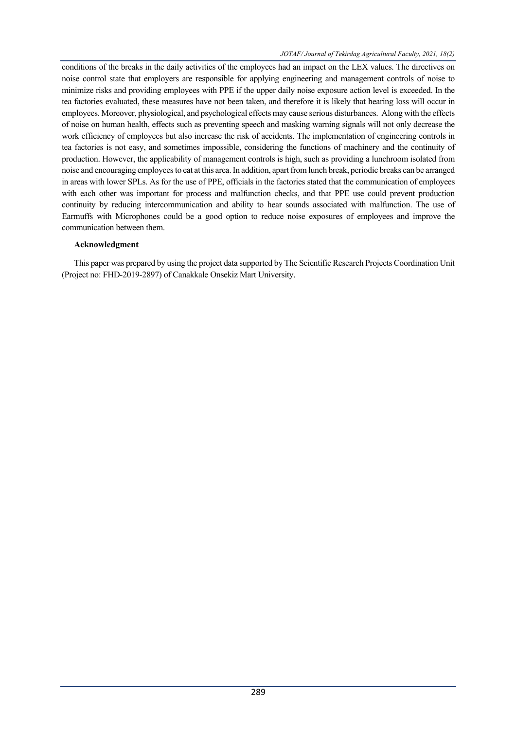conditions of the breaks in the daily activities of the employees had an impact on the LEX values. The directives on noise control state that employers are responsible for applying engineering and management controls of noise to minimize risks and providing employees with PPE if the upper daily noise exposure action level is exceeded. In the tea factories evaluated, these measures have not been taken, and therefore it is likely that hearing loss will occur in employees. Moreover, physiological, and psychological effects may cause serious disturbances. Along with the effects of noise on human health, effects such as preventing speech and masking warning signals will not only decrease the work efficiency of employees but also increase the risk of accidents. The implementation of engineering controls in tea factories is not easy, and sometimes impossible, considering the functions of machinery and the continuity of production. However, the applicability of management controls is high, such as providing a lunchroom isolated from noise and encouraging employees to eat at this area. In addition, apart from lunch break, periodic breaks can be arranged in areas with lower SPLs. As for the use of PPE, officials in the factories stated that the communication of employees with each other was important for process and malfunction checks, and that PPE use could prevent production continuity by reducing intercommunication and ability to hear sounds associated with malfunction. The use of Earmuffs with Microphones could be a good option to reduce noise exposures of employees and improve the communication between them.

**Acknowledgment**

This paper was prepared by using the project data supported by The Scientific Research Projects Coordination Unit (Project no: FHD-2019-2897) of Canakkale Onsekiz Mart University.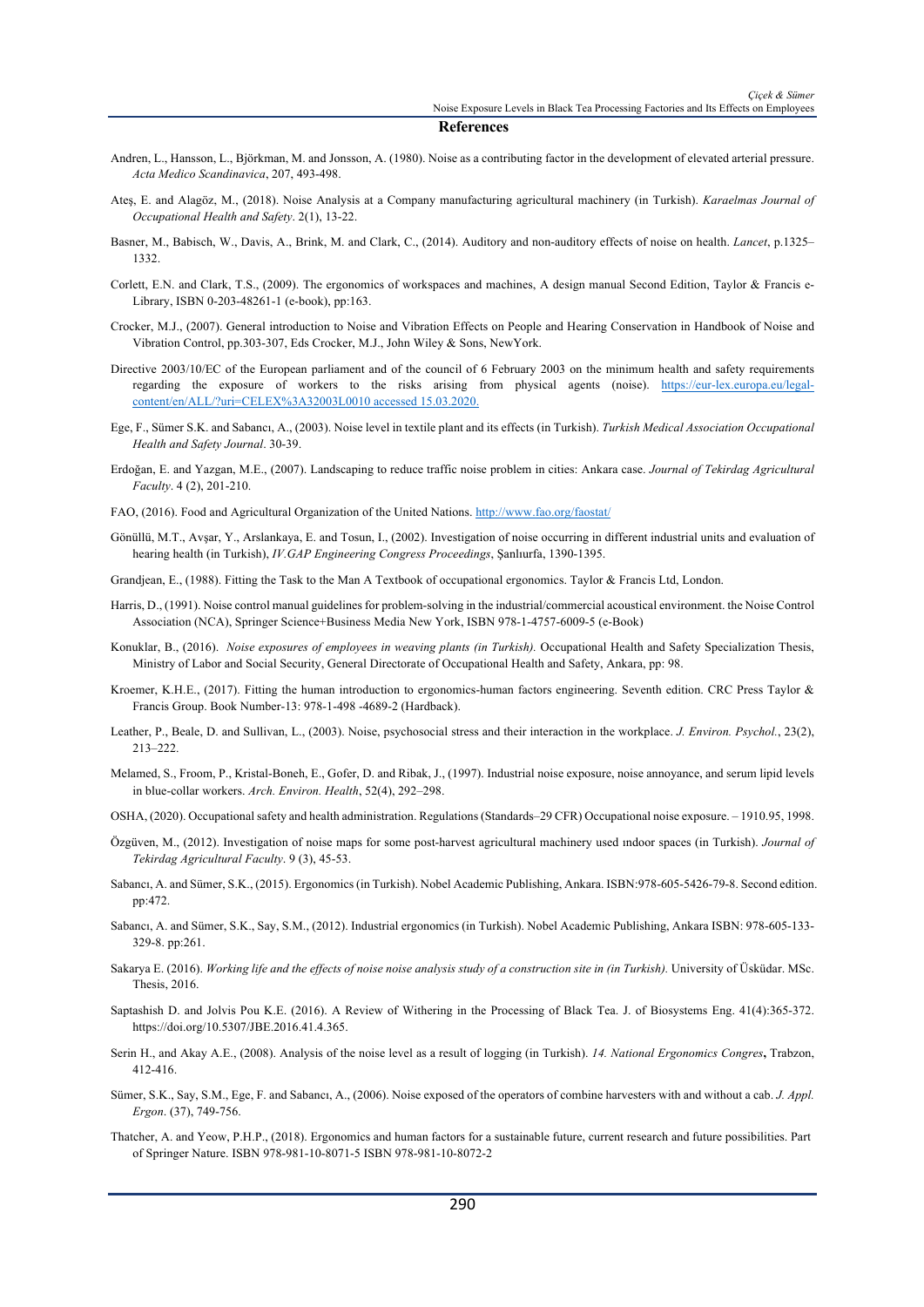## References

Andren, L., Hansson, L., Björkman, M. and Jonsson, A. (1980). Noise as a contributing factor in the development of elevated arterial pressure. *Acta Medico Scandinavica*, 207, 493-498.

Ateş, E. and Alagöz, M., (2018). Noise Analysis at a Company manufacturing agricultural machinery (in Turkish). *Karaelmas Journal of Occupational Health and Safety*. 2(1), 13-22.

Basner, M., Babisch, W., Davis, A., Brink, M. and Clark, C., (2014). Auditory and non-auditory effects of noise on health. *Lancet*, p.1325–1332.

Corlett, E.N. and Clark, T.S., (2009). The ergonomics of workspaces and machines, A design manual Second Edition, Taylor & Francis e-Library, ISBN 0-203-48261-1 (e-book), pp:163.

Crocker, M.J., (2007). General introduction to Noise and Vibration Effects on People and Hearing Conservation in Handbook of Noise and Vibration Control, pp.303-307, Eds Crocker, M.J., John Wiley & Sons, NewYork.

Directive 2003/10/EC of the European parliament and of the council of 6 February 2003 on the minimum health and safety requirements regarding the exposure of workers to the risks arising from physical agents (noise). https://eur-lex.europa.eu/legal-content/en/ALL/?uri=CELEX%3A32003L0010 accessed 15.03.2020.

Ege, F., Sümer S.K. and Sabancı, A., (2003). Noise level in textile plant and its effects (in Turkish). *Turkish Medical Association Occupational Health and Safety Journal*. 30-39.

Erdoğan, E. and Yazgan, M.E., (2007). Landscaping to reduce traffic noise problem in cities: Ankara case. *Journal of Tekirdag Agricultural Faculty*. 4 (2), 201-210.

FAO, (2016). Food and Agricultural Organization of the United Nations. http://www.fao.org/faostat/

Gönüllü, M.T., Avşar, Y., Arslankaya, E. and Tosun, I., (2002). Investigation of noise occurring in different industrial units and evaluation of hearing health (in Turkish), *IV.GAP Engineering Congress Proceedings*, Şanlıurfa, 1390-1395.

Grandjean, E., (1988). Fitting the Task to the Man A Textbook of occupational ergonomics. Taylor & Francis Ltd, London.

Harris, D., (1991). Noise control manual guidelines for problem-solving in the industrial/commercial acoustical environment. the Noise Control Association (NCA), Springer Science+Business Media New York, ISBN 978-1-4757-6009-5 (e-Book)

Konuklar, B., (2016). *Noise exposures of employees in weaving plants (in Turkish).* Occupational Health and Safety Specialization Thesis, Ministry of Labor and Social Security, General Directorate of Occupational Health and Safety, Ankara, pp: 98.

Kroemer, K.H.E., (2017). Fitting the human introduction to ergonomics-human factors engineering. Seventh edition. CRC Press Taylor & Francis Group. Book Number-13: 978-1-498 -4689-2 (Hardback).

Leather, P., Beale, D. and Sullivan, L., (2003). Noise, psychosocial stress and their interaction in the workplace. *J. Environ. Psychol.*, 23(2), 213–222.

Melamed, S., Froom, P., Kristal-Boneh, E., Gofer, D. and Ribak, J., (1997). Industrial noise exposure, noise annoyance, and serum lipid levels in blue-collar workers. *Arch. Environ. Health*, 52(4), 292–298.

OSHA, (2020). Occupational safety and health administration. Regulations (Standards–29 CFR) Occupational noise exposure. – 1910.95, 1998.

Özgüven, M., (2012). Investigation of noise maps for some post-harvest agricultural machinery used ındoor spaces (in Turkish). *Journal of Tekirdag Agricultural Faculty*. 9 (3), 45-53.

Sabancı, A. and Sümer, S.K., (2015). Ergonomics (in Turkish). Nobel Academic Publishing, Ankara. ISBN:978-605-5426-79-8. Second edition. pp:472.

Sabancı, A. and Sümer, S.K., Say, S.M., (2012). Industrial ergonomics (in Turkish). Nobel Academic Publishing, Ankara ISBN: 978-605-133-329-8. pp:261.

Sakarya E. (2016). *Working life and the effects of noise noise analysis study of a construction site in (in Turkish).* University of Üsküdar. MSc. Thesis, 2016.

Saptashish D. and Jolvis Pou K.E. (2016). A Review of Withering in the Processing of Black Tea. J. of Biosystems Eng. 41(4):365-372. https://doi.org/10.5307/JBE.2016.41.4.365.

Serin H., and Akay A.E., (2008). Analysis of the noise level as a result of logging (in Turkish). *14. National Ergonomics Congres***,** Trabzon, 412-416.

Sümer, S.K., Say, S.M., Ege, F. and Sabancı, A., (2006). Noise exposed of the operators of combine harvesters with and without a cab. *J. Appl. Ergon*. (37), 749-756.

Thatcher, A. and Yeow, P.H.P., (2018). Ergonomics and human factors for a sustainable future, current research and future possibilities. Part of Springer Nature. ISBN 978-981-10-8071-5 ISBN 978-981-10-8072-2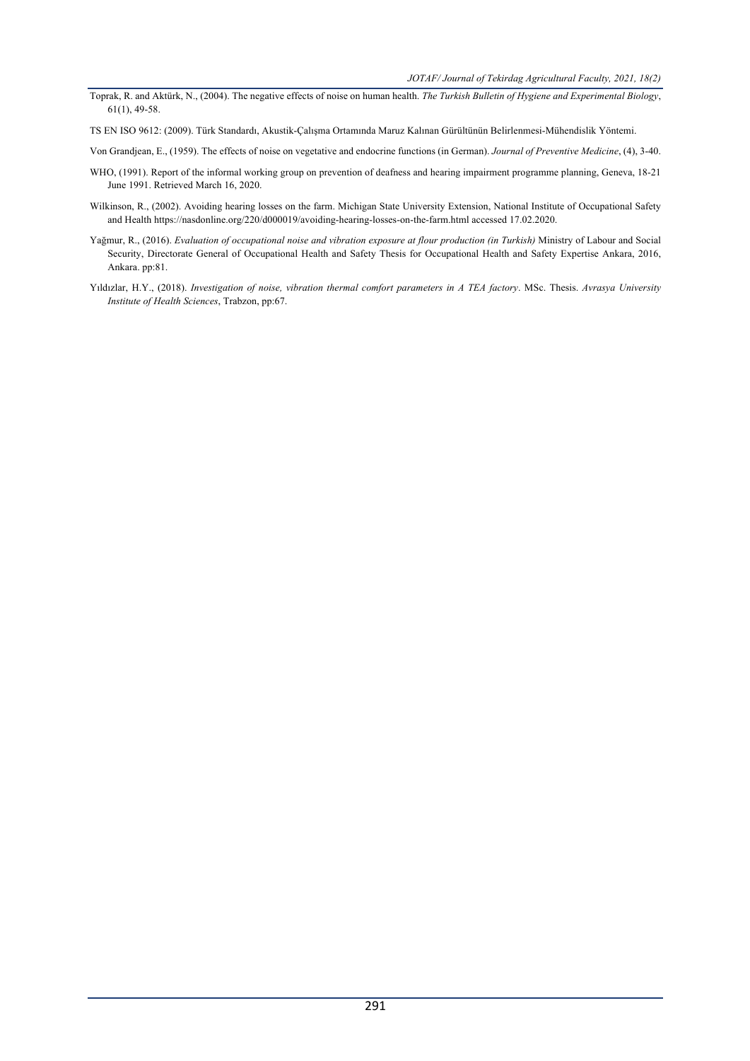Toprak, R. and Aktürk, N., (2004). The negative effects of noise on human health. *The Turkish Bulletin of Hygiene and Experimental Biology*, 61(1), 49-58.

TS EN ISO 9612: (2009). Türk Standardı, Akustik-Çalışma Ortamında Maruz Kalınan Gürültünün Belirlenmesi-Mühendislik Yöntemi.

Von Grandjean, E., (1959). The effects of noise on vegetative and endocrine functions (in German). *Journal of Preventive Medicine*, (4), 3-40.

WHO, (1991). Report of the informal working group on prevention of deafness and hearing impairment programme planning, Geneva, 18-21 June 1991. Retrieved March 16, 2020.

Wilkinson, R., (2002). Avoiding hearing losses on the farm. Michigan State University Extension, National Institute of Occupational Safety and Health https://nasdonline.org/220/d000019/avoiding-hearing-losses-on-the-farm.html accessed 17.02.2020.

Yağmur, R., (2016). *Evaluation of occupational noise and vibration exposure at flour production (in Turkish)* Ministry of Labour and Social Security, Directorate General of Occupational Health and Safety Thesis for Occupational Health and Safety Expertise Ankara, 2016, Ankara. pp:81.

Yıldızlar, H.Y., (2018). *Investigation of noise, vibration thermal comfort parameters in A TEA factory*. MSc. Thesis. *Avrasya University Institute of Health Sciences*, Trabzon, pp:67.